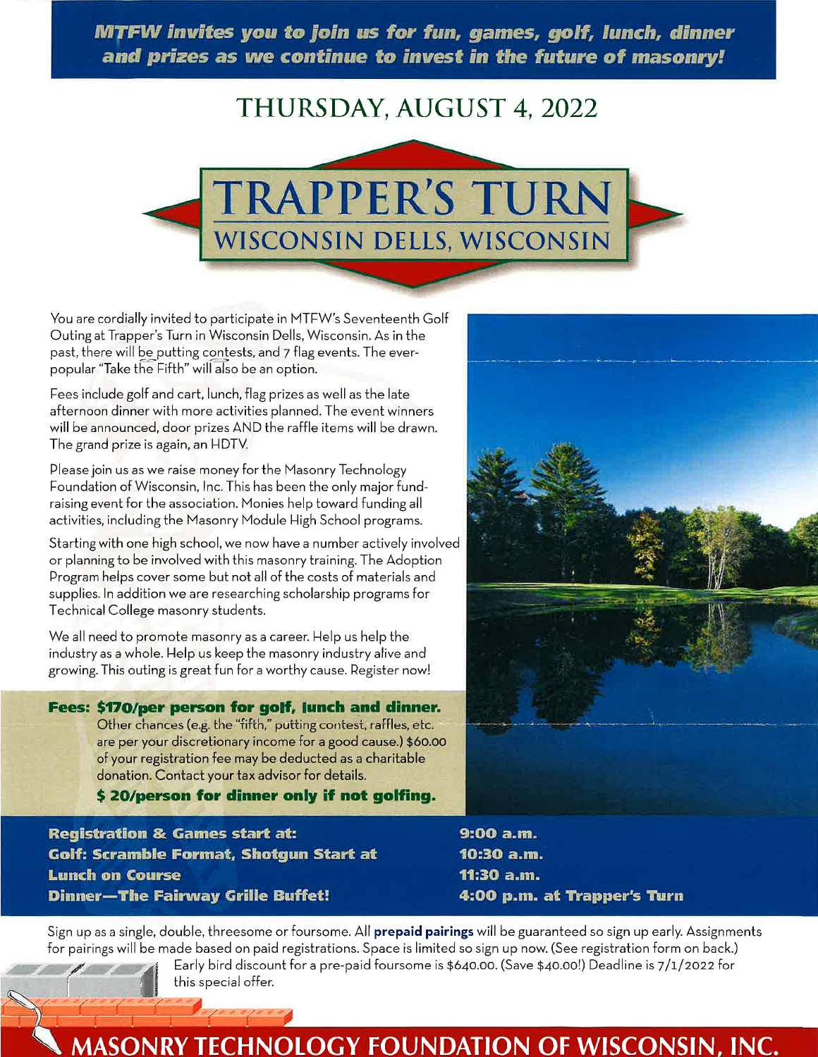***MTFW invites you to join us for fun, games, golf, lunch, dinner and prizes as we continue to invest in the future of masonry!***

# THURSDAY, AUGUST 4, 2022

# TRAPPER'S TURN

## WISCONSIN DELLS, WISCONSIN

You are cordially invited to participate in MTFW's Seventeenth Golf Outing at Trapper's Turn in Wisconsin Dells, Wisconsin. As in the past, there will be putting contests, and 7 flag events. The ever-popular "Take the Fifth" will also be an option.

Fees include golf and cart, lunch, flag prizes as well as the late afternoon dinner with more activities planned. The event winners will be announced, door prizes AND the raffle items will be drawn. The grand prize is again, an HDTV.

Please join us as we raise money for the Masonry Technology Foundation of Wisconsin, Inc. This has been the only major fund-raising event for the association. Monies help toward funding all activities, including the Masonry Module High School programs.

Starting with one high school, we now have a number actively involved or planning to be involved with this masonry training. The Adoption Program helps cover some but not all of the costs of materials and supplies. In addition we are researching scholarship programs for Technical College masonry students.

We all need to promote masonry as a career. Help us help the industry as a whole. Help us keep the masonry industry alive and growing. This outing is great fun for a worthy cause. Register now!

**Fees: $170/per person for golf, lunch and dinner.**
Other chances (e.g. the "fifth," putting contest, raffles, etc. are per your discretionary income for a good cause.) $60.00 of your registration fee may be deducted as a charitable donation. Contact your tax advisor for details.
**$ 20/person for dinner only if not golfing.**

| | |
|---|---|
| **Registration & Games start at:** | **9:00 a.m.** |
| **Golf: Scramble Format, Shotgun Start at** | **10:30 a.m.** |
| **Lunch on Course** | **11:30 a.m.** |
| **Dinner—The Fairway Grille Buffet!** | **4:00 p.m. at Trapper's Turn** |

Sign up as a single, double, threesome or foursome. All **prepaid pairings** will be guaranteed so sign up early. Assignments for pairings will be made based on paid registrations. Space is limited so sign up now. (See registration form on back.)

Early bird discount for a pre-paid foursome is $640.00. (Save $40.00!) Deadline is 7/1/2022 for this special offer.

**MASONRY TECHNOLOGY FOUNDATION OF WISCONSIN, INC.**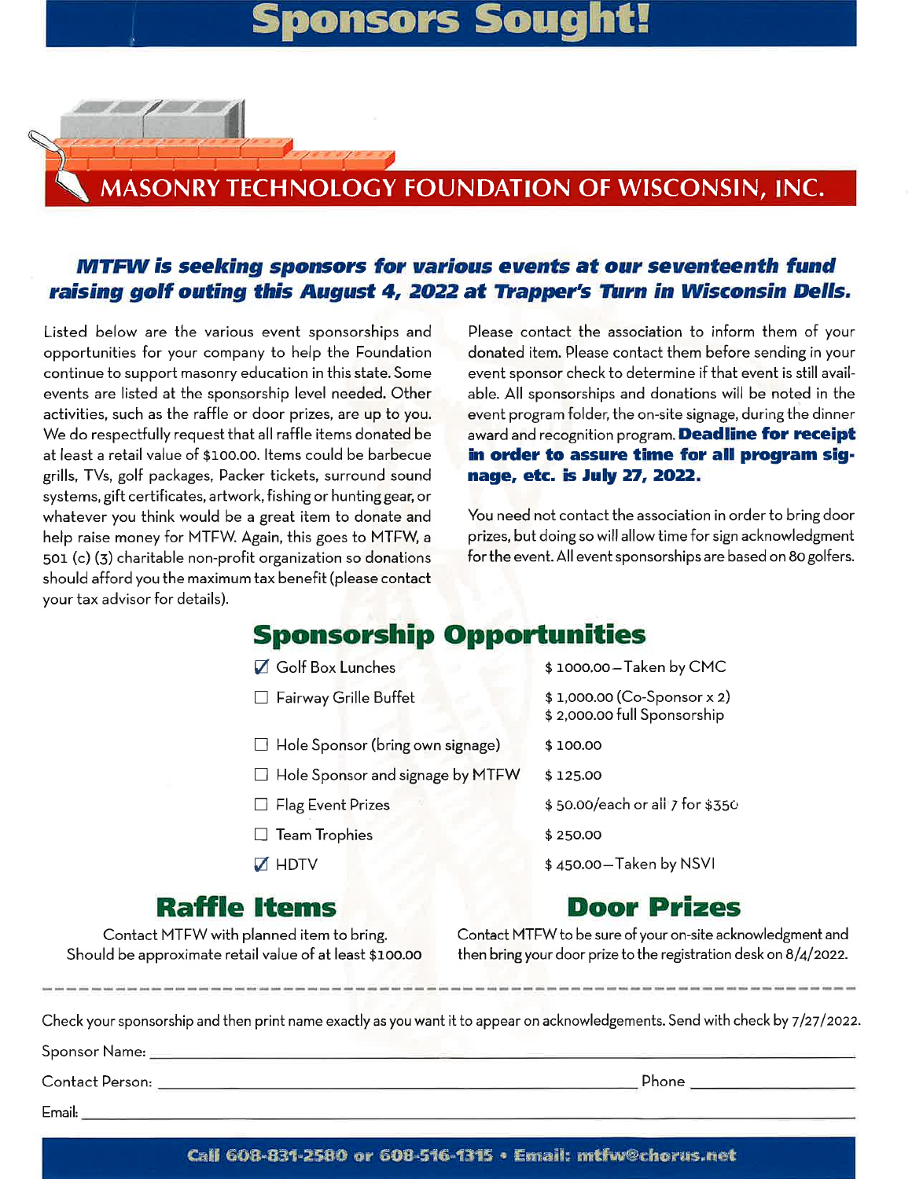# Sponsors Sought!

## MASONRY TECHNOLOGY FOUNDATION OF WISCONSIN, INC.

***MTFW is seeking sponsors for various events at our seventeenth fund raising golf outing this August 4, 2022 at Trapper's Turn in Wisconsin Dells.***

Listed below are the various event sponsorships and opportunities for your company to help the Foundation continue to support masonry education in this state. Some events are listed at the sponsorship level needed. Other activities, such as the raffle or door prizes, are up to you. We do respectfully request that all raffle items donated be at least a retail value of $100.00. Items could be barbecue grills, TVs, golf packages, Packer tickets, surround sound systems, gift certificates, artwork, fishing or hunting gear, or whatever you think would be a great item to donate and help raise money for MTFW. Again, this goes to MTFW, a 501 (c) (3) charitable non-profit organization so donations should afford you the maximum tax benefit (please contact your tax advisor for details).

Please contact the association to inform them of your donated item. Please contact them before sending in your event sponsor check to determine if that event is still available. All sponsorships and donations will be noted in the event program folder, the on-site signage, during the dinner award and recognition program. **Deadline for receipt in order to assure time for all program signage, etc. is July 27, 2022.**

You need not contact the association in order to bring door prizes, but doing so will allow time for sign acknowledgment for the event. All event sponsorships are based on 80 golfers.

## Sponsorship Opportunities

| Sponsorship | Amount |
|---|---|
| ☑ Golf Box Lunches | $ 1000.00 – Taken by CMC |
| ☐ Fairway Grille Buffet | $ 1,000.00 (Co-Sponsor x 2)<br>$ 2,000.00 full Sponsorship |
| ☐ Hole Sponsor (bring own signage) | $ 100.00 |
| ☐ Hole Sponsor and signage by MTFW | $ 125.00 |
| ☐ Flag Event Prizes | $ 50.00/each or all 7 for $350 |
| ☐ Team Trophies | $ 250.00 |
| ☑ HDTV | $ 450.00 – Taken by NSVI |

## Raffle Items

Contact MTFW with planned item to bring.
Should be approximate retail value of at least $100.00

## Door Prizes

Contact MTFW to be sure of your on-site acknowledgment and then bring your door prize to the registration desk on 8/4/2022.

---

Check your sponsorship and then print name exactly as you want it to appear on acknowledgements. Send with check by 7/27/2022.

Sponsor Name: ______________________________

Contact Person: ______________________________ Phone ______________

Email: ______________________________

**Call 608-831-2580 or 608-516-1315 • Email: mtfw@chorus.net**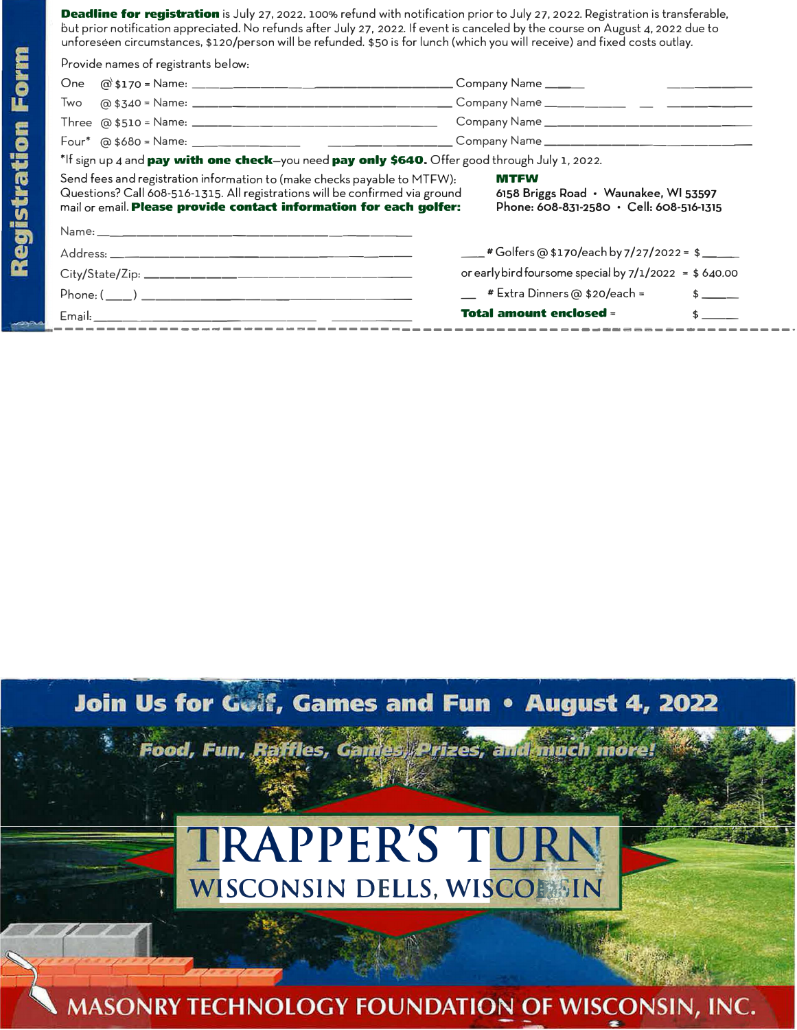# Registration Form

**Deadline for registration** is July 27, 2022. 100% refund with notification prior to July 27, 2022. Registration is transferable, but prior notification appreciated. No refunds after July 27, 2022. If event is canceled by the course on August 4, 2022 due to unforeseen circumstances, $120/person will be refunded. $50 is for lunch (which you will receive) and fixed costs outlay.

Provide names of registrants below:

One @ $170 = Name: ______________________ Company Name ______________________

Two @ $340 = Name: ______________________ Company Name ______________________

Three @ $510 = Name: ______________________ Company Name ______________________

Four* @ $680 = Name: ______________________ Company Name ______________________

*If sign up 4 and **pay with one check**—you need **pay only $640.** Offer good through July 1, 2022.

Send fees and registration information to (make checks payable to MTFW): Questions? Call 608-516-1315. All registrations will be confirmed via ground mail or email. **Please provide contact information for each golfer:**

**MTFW**
**6158 Briggs Road • Waunakee, WI 53597**
**Phone: 608-831-2580 • Cell: 608-516-1315**

Name: ______________________

Address: ______________________

City/State/Zip: ______________________

Phone: (____) ______________________

Email: ______________________

____ # Golfers @ $170/each by 7/27/2022 = $______

or early bird foursome special by 7/1/2022 = $ 640.00

__ # Extra Dinners @ $20/each = $______

**Total amount enclosed** = $______

## Join Us for Golf, Games and Fun • August 4, 2022

*Food, Fun, Raffles, Games, Prizes, and much more!*

# TRAPPER'S TURN

## WISCONSIN DELLS, WISCONSIN

## MASONRY TECHNOLOGY FOUNDATION OF WISCONSIN, INC.